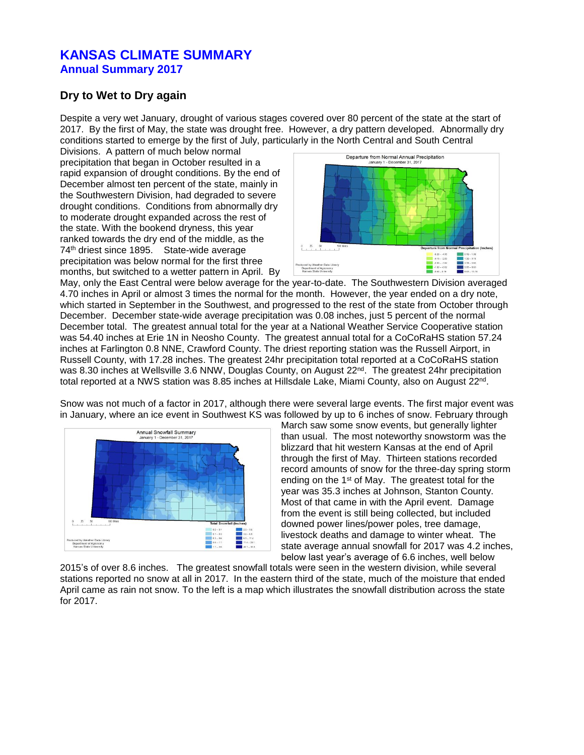# KANSAS CLIMATE SUMMARY
## Annual Summary 2017

### Dry to Wet to Dry again

Despite a very wet January, drought of various stages covered over 80 percent of the state at the start of 2017. By the first of May, the state was drought free. However, a dry pattern developed. Abnormally dry conditions started to emerge by the first of July, particularly in the North Central and South Central Divisions. A pattern of much below normal precipitation that began in October resulted in a rapid expansion of drought conditions. By the end of December almost ten percent of the state, mainly in the Southwestern Division, had degraded to severe drought conditions. Conditions from abnormally dry to moderate drought expanded across the rest of the state. With the bookend dryness, this year ranked towards the dry end of the middle, as the 74th driest since 1895. State-wide average precipitation was below normal for the first three months, but switched to a wetter pattern in April. By May, only the East Central were below average for the year-to-date. The Southwestern Division averaged 4.70 inches in April or almost 3 times the normal for the month. However, the year ended on a dry note, which started in September in the Southwest, and progressed to the rest of the state from October through December. December state-wide average precipitation was 0.08 inches, just 5 percent of the normal December total. The greatest annual total for the year at a National Weather Service Cooperative station was 54.40 inches at Erie 1N in Neosho County. The greatest annual total for a CoCoRaHS station 57.24 inches at Farlington 0.8 NNE, Crawford County. The driest reporting station was the Russell Airport, in Russell County, with 17.28 inches. The greatest 24hr precipitation total reported at a CoCoRaHS station was 8.30 inches at Wellsville 3.6 NNW, Douglas County, on August 22nd. The greatest 24hr precipitation total reported at a NWS station was 8.85 inches at Hillsdale Lake, Miami County, also on August 22nd.

Snow was not much of a factor in 2017, although there were several large events. The first major event was in January, where an ice event in Southwest KS was followed by up to 6 inches of snow. February through March saw some snow events, but generally lighter than usual. The most noteworthy snowstorm was the blizzard that hit western Kansas at the end of April through the first of May. Thirteen stations recorded record amounts of snow for the three-day spring storm ending on the 1st of May. The greatest total for the year was 35.3 inches at Johnson, Stanton County. Most of that came in with the April event. Damage from the event is still being collected, but included downed power lines/power poles, tree damage, livestock deaths and damage to winter wheat. The state average annual snowfall for 2017 was 4.2 inches, below last year's average of 6.6 inches, well below 2015's of over 8.6 inches. The greatest snowfall totals were seen in the western division, while several stations reported no snow at all in 2017. In the eastern third of the state, much of the moisture that ended April came as rain not snow. To the left is a map which illustrates the snowfall distribution across the state for 2017.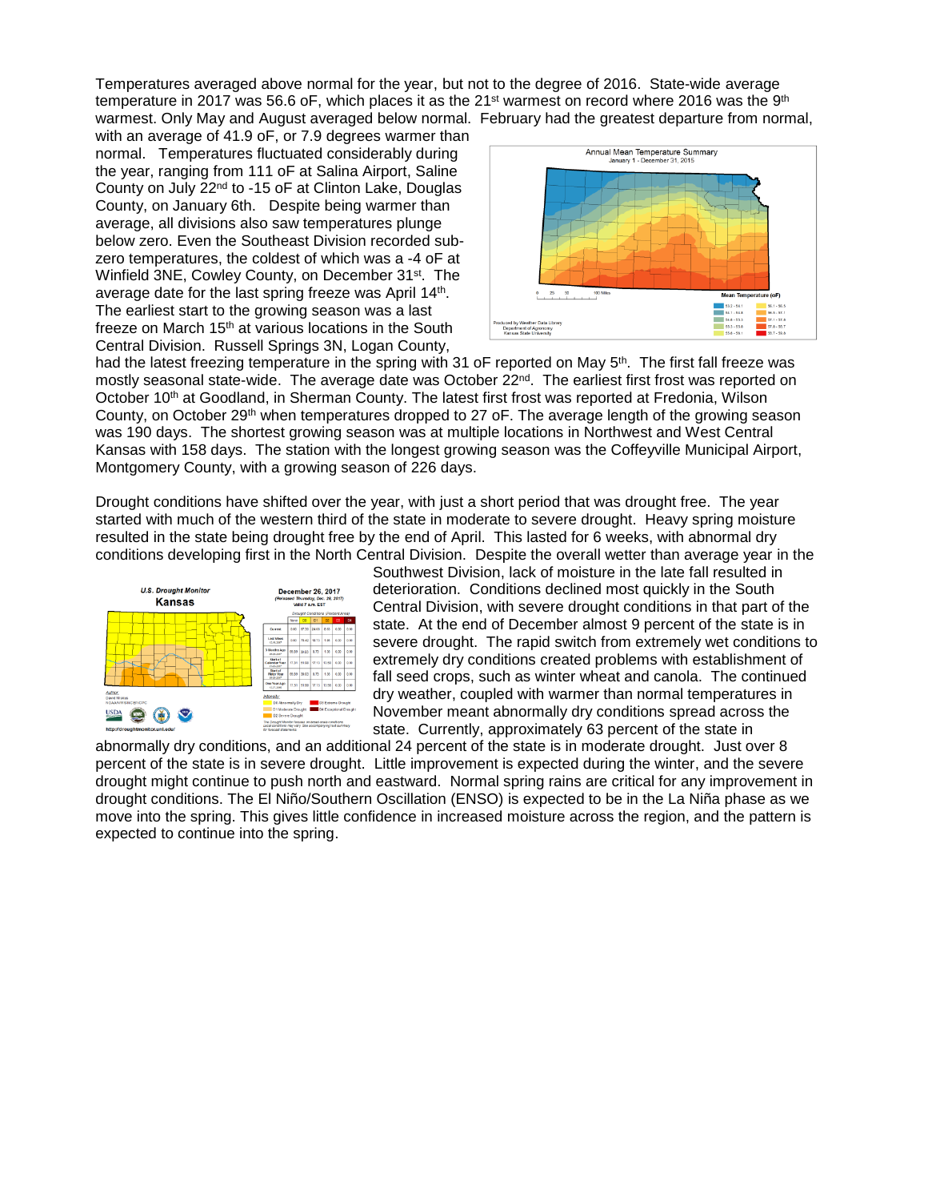Temperatures averaged above normal for the year, but not to the degree of 2016. State-wide average temperature in 2017 was 56.6 oF, which places it as the 21st warmest on record where 2016 was the 9th warmest. Only May and August averaged below normal. February had the greatest departure from normal, with an average of 41.9 oF, or 7.9 degrees warmer than normal. Temperatures fluctuated considerably during the year, ranging from 111 oF at Salina Airport, Saline County on July 22nd to -15 oF at Clinton Lake, Douglas County, on January 6th. Despite being warmer than average, all divisions also saw temperatures plunge below zero. Even the Southeast Division recorded sub-zero temperatures, the coldest of which was a -4 oF at Winfield 3NE, Cowley County, on December 31st. The average date for the last spring freeze was April 14th. The earliest start to the growing season was a last freeze on March 15th at various locations in the South Central Division. Russell Springs 3N, Logan County, had the latest freezing temperature in the spring with 31 oF reported on May 5th. The first fall freeze was mostly seasonal state-wide. The average date was October 22nd. The earliest first frost was reported on October 10th at Goodland, in Sherman County. The latest first frost was reported at Fredonia, Wilson County, on October 29th when temperatures dropped to 27 oF. The average length of the growing season was 190 days. The shortest growing season was at multiple locations in Northwest and West Central Kansas with 158 days. The station with the longest growing season was the Coffeyville Municipal Airport, Montgomery County, with a growing season of 226 days.

Drought conditions have shifted over the year, with just a short period that was drought free. The year started with much of the western third of the state in moderate to severe drought. Heavy spring moisture resulted in the state being drought free by the end of April. This lasted for 6 weeks, with abnormal dry conditions developing first in the North Central Division. Despite the overall wetter than average year in the Southwest Division, lack of moisture in the late fall resulted in deterioration. Conditions declined most quickly in the South Central Division, with severe drought conditions in that part of the state. At the end of December almost 9 percent of the state is in severe drought. The rapid switch from extremely wet conditions to extremely dry conditions created problems with establishment of fall seed crops, such as winter wheat and canola. The continued dry weather, coupled with warmer than normal temperatures in November meant abnormally dry conditions spread across the state. Currently, approximately 63 percent of the state in abnormally dry conditions, and an additional 24 percent of the state is in moderate drought. Just over 8 percent of the state is in severe drought. Little improvement is expected during the winter, and the severe drought might continue to push north and eastward. Normal spring rains are critical for any improvement in drought conditions. The El Niño/Southern Oscillation (ENSO) is expected to be in the La Niña phase as we move into the spring. This gives little confidence in increased moisture across the region, and the pattern is expected to continue into the spring.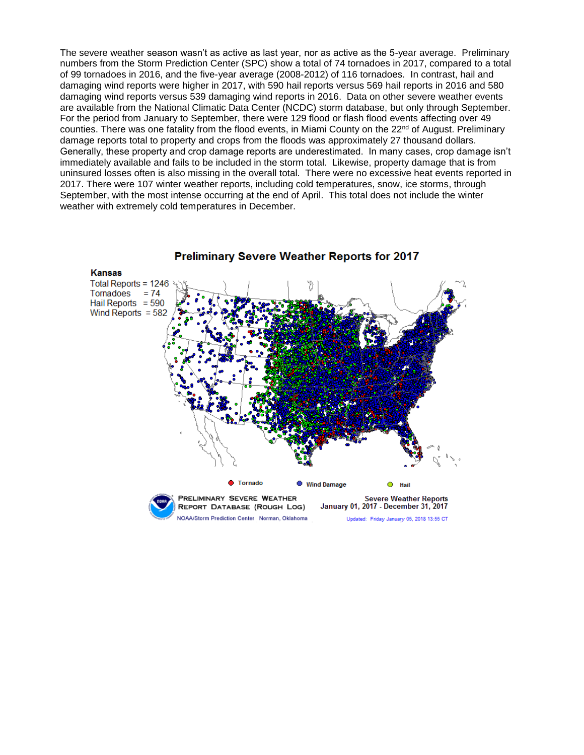The severe weather season wasn't as active as last year, nor as active as the 5-year average. Preliminary numbers from the Storm Prediction Center (SPC) show a total of 74 tornadoes in 2017, compared to a total of 99 tornadoes in 2016, and the five-year average (2008-2012) of 116 tornadoes. In contrast, hail and damaging wind reports were higher in 2017, with 590 hail reports versus 569 hail reports in 2016 and 580 damaging wind reports versus 539 damaging wind reports in 2016. Data on other severe weather events are available from the National Climatic Data Center (NCDC) storm database, but only through September. For the period from January to September, there were 129 flood or flash flood events affecting over 49 counties. There was one fatality from the flood events, in Miami County on the 22nd of August. Preliminary damage reports total to property and crops from the floods was approximately 27 thousand dollars. Generally, these property and crop damage reports are underestimated. In many cases, crop damage isn't immediately available and fails to be included in the storm total. Likewise, property damage that is from uninsured losses often is also missing in the overall total. There were no excessive heat events reported in 2017. There were 107 winter weather reports, including cold temperatures, snow, ice storms, through September, with the most intense occurring at the end of April. This total does not include the winter weather with extremely cold temperatures in December.

**Preliminary Severe Weather Reports for 2017**

**Kansas**
Total Reports = 1246
Tornadoes = 74
Hail Reports = 590
Wind Reports = 582

Tornado · Wind Damage · Hail

PRELIMINARY SEVERE WEATHER REPORT DATABASE (ROUGH LOG)
NOAA/Storm Prediction Center Norman, Oklahoma

Severe Weather Reports
January 01, 2017 - December 31, 2017
Updated: Friday January 05, 2018 13:55 CT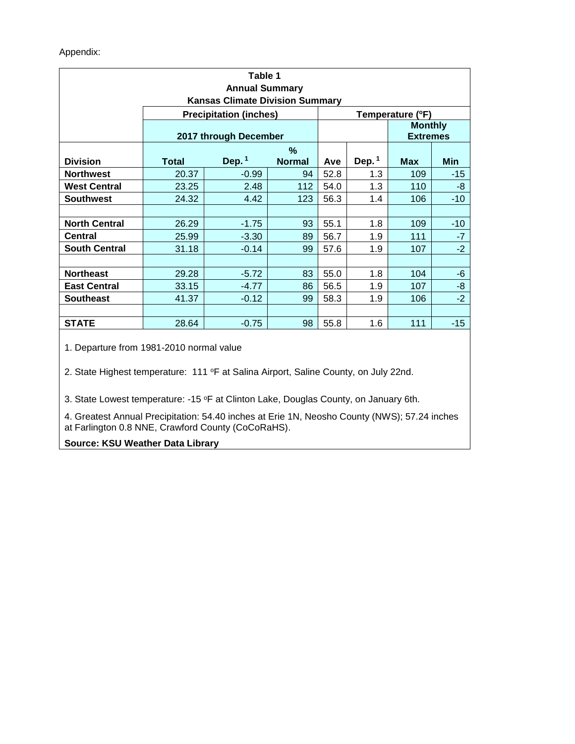Appendix:

**Table 1**
**Annual Summary**
**Kansas Climate Division Summary**

| | Precipitation (inches) | | | Temperature (ºF) | | | |
|---|---|---|---|---|---|---|---|
| | 2017 through December | | | | | Monthly Extremes | |
| **Division** | **Total** | **Dep.** [1] | **% Normal** | **Ave** | **Dep.** [1] | **Max** | **Min** |
| **Northwest** | 20.37 | -0.99 | 94 | 52.8 | 1.3 | 109 | -15 |
| **West Central** | 23.25 | 2.48 | 112 | 54.0 | 1.3 | 110 | -8 |
| **Southwest** | 24.32 | 4.42 | 123 | 56.3 | 1.4 | 106 | -10 |
| | | | | | | | |
| **North Central** | 26.29 | -1.75 | 93 | 55.1 | 1.8 | 109 | -10 |
| **Central** | 25.99 | -3.30 | 89 | 56.7 | 1.9 | 111 | -7 |
| **South Central** | 31.18 | -0.14 | 99 | 57.6 | 1.9 | 107 | -2 |
| | | | | | | | |
| **Northeast** | 29.28 | -5.72 | 83 | 55.0 | 1.8 | 104 | -6 |
| **East Central** | 33.15 | -4.77 | 86 | 56.5 | 1.9 | 107 | -8 |
| **Southeast** | 41.37 | -0.12 | 99 | 58.3 | 1.9 | 106 | -2 |
| | | | | | | | |
| **STATE** | 28.64 | -0.75 | 98 | 55.8 | 1.6 | 111 | -15 |

1. Departure from 1981-2010 normal value

2. State Highest temperature: 111 ºF at Salina Airport, Saline County, on July 22nd.

3. State Lowest temperature: -15 ºF at Clinton Lake, Douglas County, on January 6th.

4. Greatest Annual Precipitation: 54.40 inches at Erie 1N, Neosho County (NWS); 57.24 inches at Farlington 0.8 NNE, Crawford County (CoCoRaHS).

**Source: KSU Weather Data Library**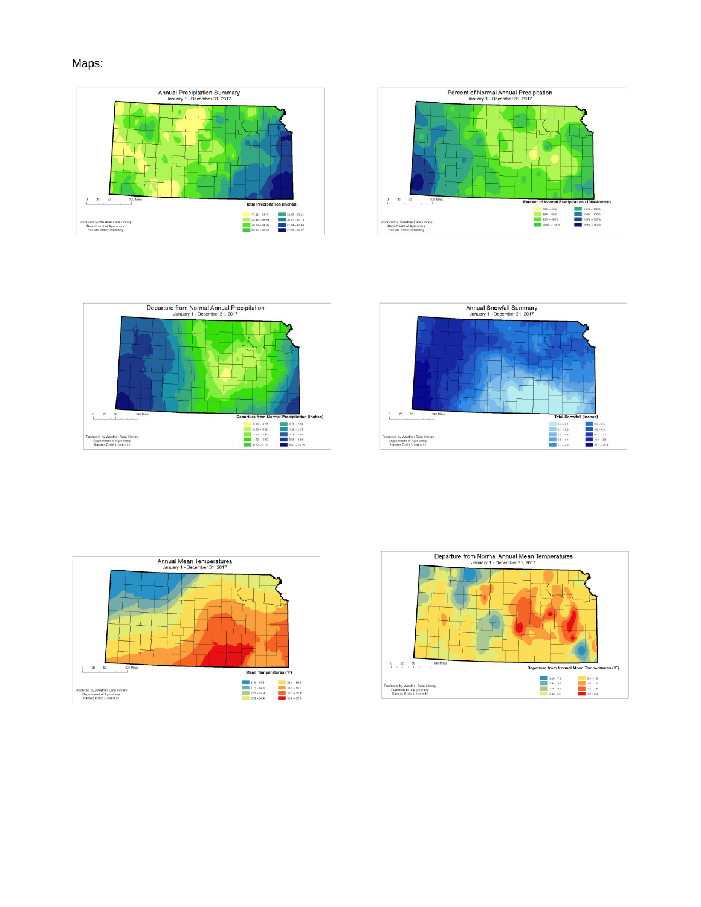Maps:

Annual Precipitation Summary
January 1 - December 31, 2017

0 25 50 100 Miles

Total Precipitation (inches)

17.28 – 24.45
24.46 – 26.49
26.50 – 28.15
28.16 – 32.48
32.49 – 36.21
36.21 – 41.14
41.14 – 47.65
47.66 – 56.27

Produced by Weather Data Library
Department of Agronomy
Kansas State University

Percent of Normal Annual Precipitation
January 1 - December 31, 2017

0 25 50 100 Miles

Percent of Normal Precipitation (100=Normal)

75% – 85%
85% – 95%
95% – 100%
100% – 110%
110% – 120%
120% – 130%
130% – 150%
150% – 183%

Produced by Weather Data Library
Department of Agronomy
Kansas State University

Departure from Normal Annual Precipitation
January 1 - December 31, 2017

0 25 50 100 Miles

Departure from Normal Precipitation (inches)

-9.30 – -4.15
-4.15 – -2.83
-2.83 – -1.62
-1.62 – -0.62
-0.62 – 0.19
0.19 – 1.38
1.38 – 3.18
3.18 – 5.55
5.55 – 8.63
8.63 – 10.75

Produced by Weather Data Library
Department of Agronomy
Kansas State University

Annual Snowfall Summary
January 1 - December 31, 2017

0 25 50 100 Miles

Total Snowfall (inches)

0.0 – 0.1
0.1 – 0.3
0.3 – 0.6
0.6 – 1.1
1.1 – 2.0
2.0 – 3.5
3.5 – 6.0
6.0 – 11.4
11.4 – 20.1
20.1 – 30.3

Produced by Weather Data Library
Department of Agronomy
Kansas State University

Annual Mean Temperatures
January 1 - December 31, 2017

0 25 50 100 Miles

Mean Temperatures (°F)

41.6 – 51.1
51.1 – 52.5
52.5 – 52.9
52.9 – 54.4
54.4 – 55.3
55.3 – 56.1
56.1 – 56.9
56.9 – 58.3

Produced by Weather Data Library
Department of Agronomy
Kansas State University

Departure from Normal Annual Mean Temperatures
January 1 - December 31, 2017

0 25 50 100 Miles

Departure from Normal Mean Temperatures (°F)

-9.5 – -7.5
-7.5 – -3.9
-3.9 – -0.9
-0.9 – 0.0
0.0 – 1.0
1.0 – 1.4
1.4 – 1.8
1.8 – 2.4

Produced by Weather Data Library
Department of Agronomy
Kansas State University